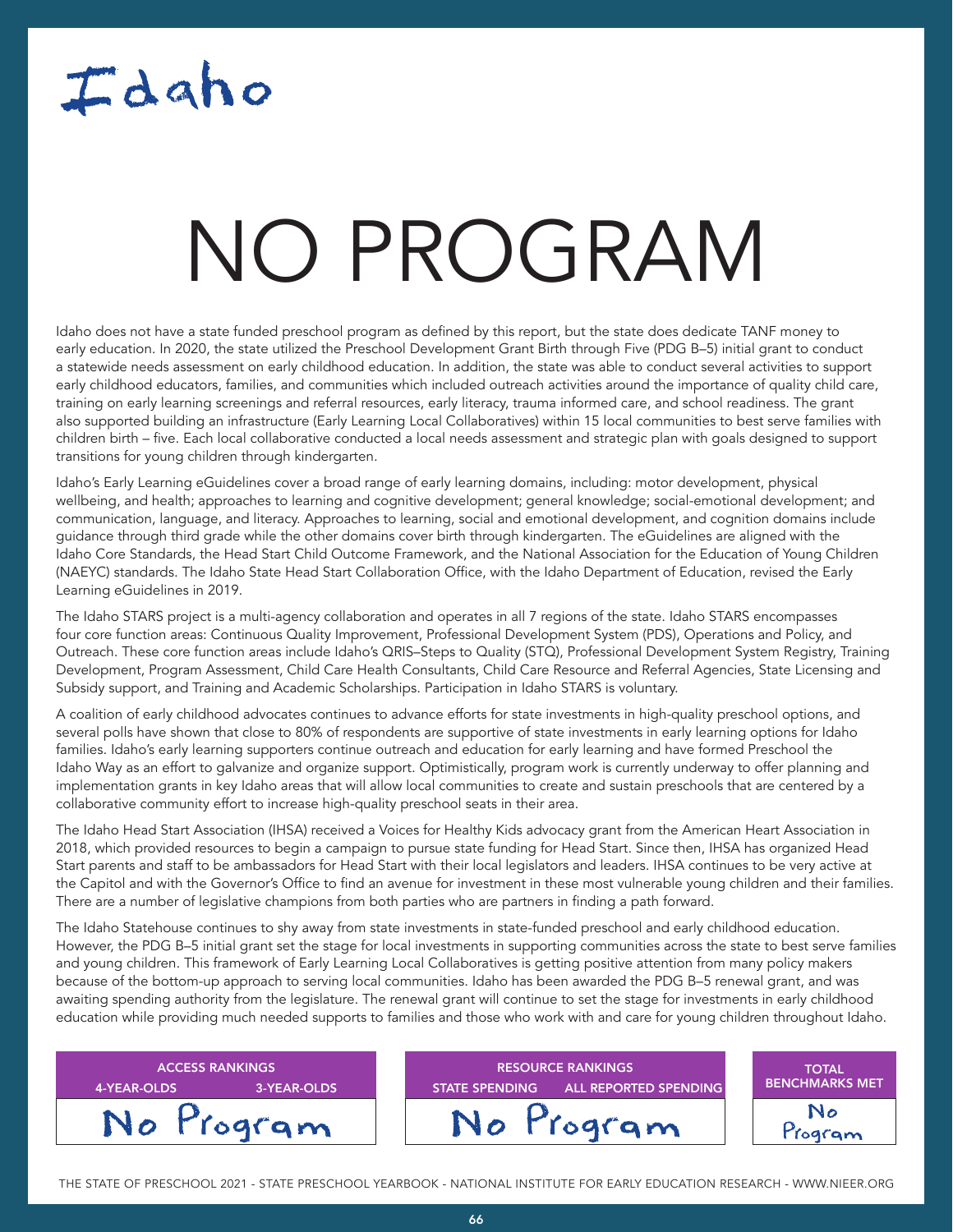# Idaho

# NO PROGRAM

Idaho does not have a state funded preschool program as defined by this report, but the state does dedicate TANF money to early education. In 2020, the state utilized the Preschool Development Grant Birth through Five (PDG B–5) initial grant to conduct a statewide needs assessment on early childhood education. In addition, the state was able to conduct several activities to support early childhood educators, families, and communities which included outreach activities around the importance of quality child care, training on early learning screenings and referral resources, early literacy, trauma informed care, and school readiness. The grant also supported building an infrastructure (Early Learning Local Collaboratives) within 15 local communities to best serve families with children birth – five. Each local collaborative conducted a local needs assessment and strategic plan with goals designed to support transitions for young children through kindergarten.

Idaho's Early Learning eGuidelines cover a broad range of early learning domains, including: motor development, physical wellbeing, and health; approaches to learning and cognitive development; general knowledge; social-emotional development; and communication, language, and literacy. Approaches to learning, social and emotional development, and cognition domains include guidance through third grade while the other domains cover birth through kindergarten. The eGuidelines are aligned with the Idaho Core Standards, the Head Start Child Outcome Framework, and the National Association for the Education of Young Children (NAEYC) standards. The Idaho State Head Start Collaboration Office, with the Idaho Department of Education, revised the Early Learning eGuidelines in 2019.

The Idaho STARS project is a multi-agency collaboration and operates in all 7 regions of the state. Idaho STARS encompasses four core function areas: Continuous Quality Improvement, Professional Development System (PDS), Operations and Policy, and Outreach. These core function areas include Idaho's QRIS–Steps to Quality (STQ), Professional Development System Registry, Training Development, Program Assessment, Child Care Health Consultants, Child Care Resource and Referral Agencies, State Licensing and Subsidy support, and Training and Academic Scholarships. Participation in Idaho STARS is voluntary.

A coalition of early childhood advocates continues to advance efforts for state investments in high-quality preschool options, and several polls have shown that close to 80% of respondents are supportive of state investments in early learning options for Idaho families. Idaho's early learning supporters continue outreach and education for early learning and have formed Preschool the Idaho Way as an effort to galvanize and organize support. Optimistically, program work is currently underway to offer planning and implementation grants in key Idaho areas that will allow local communities to create and sustain preschools that are centered by a collaborative community effort to increase high-quality preschool seats in their area.

The Idaho Head Start Association (IHSA) received a Voices for Healthy Kids advocacy grant from the American Heart Association in 2018, which provided resources to begin a campaign to pursue state funding for Head Start. Since then, IHSA has organized Head Start parents and staff to be ambassadors for Head Start with their local legislators and leaders. IHSA continues to be very active at the Capitol and with the Governor's Office to find an avenue for investment in these most vulnerable young children and their families. There are a number of legislative champions from both parties who are partners in finding a path forward.

The Idaho Statehouse continues to shy away from state investments in state-funded preschool and early childhood education. However, the PDG B–5 initial grant set the stage for local investments in supporting communities across the state to best serve families and young children. This framework of Early Learning Local Collaboratives is getting positive attention from many policy makers because of the bottom-up approach to serving local communities. Idaho has been awarded the PDG B–5 renewal grant, and was awaiting spending authority from the legislature. The renewal grant will continue to set the stage for investments in early childhood education while providing much needed supports to families and those who work with and care for young children throughout Idaho.

| ACCESS RANKINGS | | RESOURCE RANKINGS | | TOTAL BENCHMARKS MET |
|---|---|---|---|---|
| 4-YEAR-OLDS | 3-YEAR-OLDS | STATE SPENDING | ALL REPORTED SPENDING | |
| No Program | | No Program | | No Program |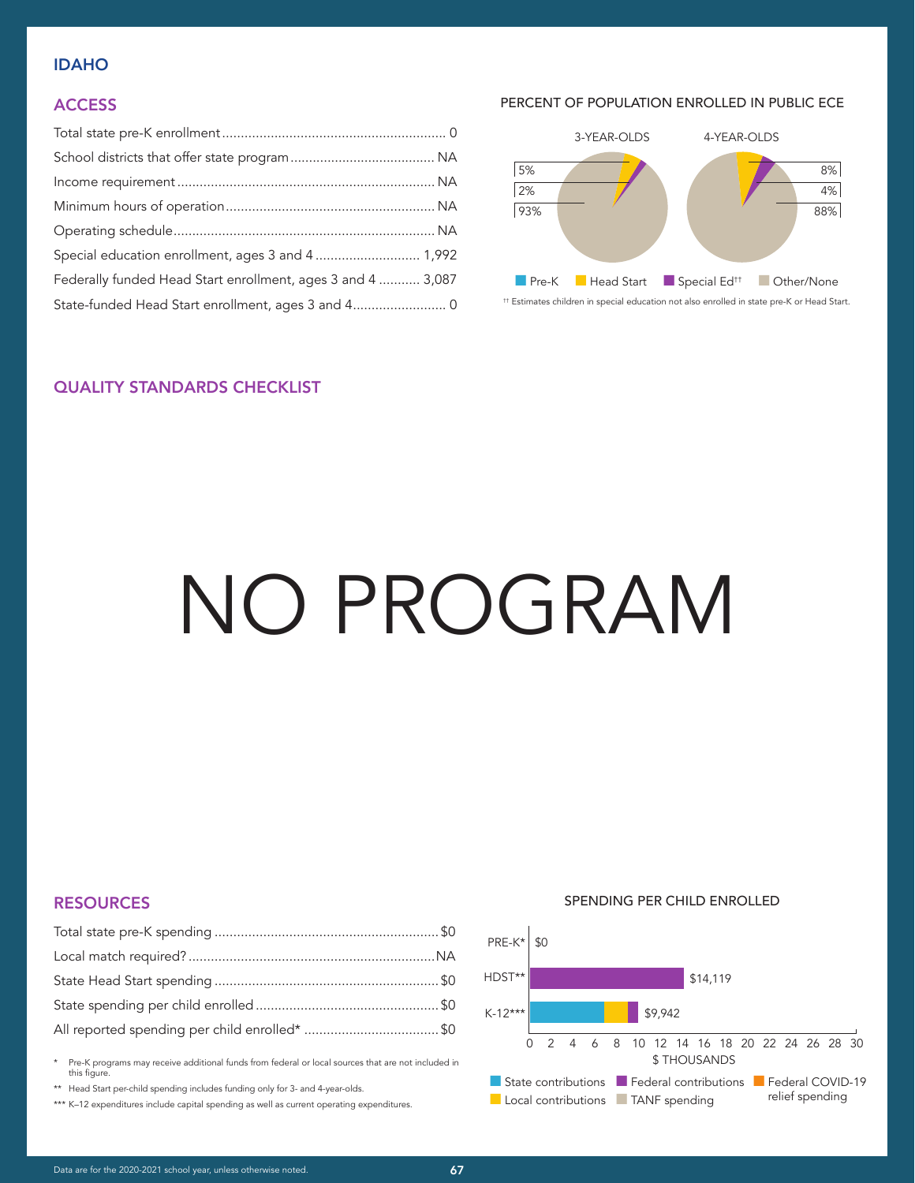# IDAHO

## ACCESS

| | |
|---|---|
| Total state pre-K enrollment | 0 |
| School districts that offer state program | NA |
| Income requirement | NA |
| Minimum hours of operation | NA |
| Operating schedule | NA |
| Special education enrollment, ages 3 and 4 | 1,992 |
| Federally funded Head Start enrollment, ages 3 and 4 | 3,087 |
| State-funded Head Start enrollment, ages 3 and 4 | 0 |

PERCENT OF POPULATION ENROLLED IN PUBLIC ECE

3-YEAR-OLDS
5%
2%
93%

4-YEAR-OLDS
8%
4%
88%

Pre-K | Head Start | Special Ed†† | Other/None

†† Estimates children in special education not also enrolled in state pre-K or Head Start.

## QUALITY STANDARDS CHECKLIST

# NO PROGRAM

## RESOURCES

| | |
|---|---|
| Total state pre-K spending | $0 |
| Local match required? | NA |
| State Head Start spending | $0 |
| State spending per child enrolled | $0 |
| All reported spending per child enrolled* | $0 |

\* Pre-K programs may receive additional funds from federal or local sources that are not included in this figure.

** Head Start per-child spending includes funding only for 3- and 4-year-olds.

*** K–12 expenditures include capital spending as well as current operating expenditures.

SPENDING PER CHILD ENROLLED

PRE-K* $0
HDST** $14,119
K-12*** $9,942

0 2 4 6 8 10 12 14 16 18 20 22 24 26 28 30
$ THOUSANDS

State contributions | Federal contributions | Federal COVID-19 relief spending | Local contributions | TANF spending

Data are for the 2020-2021 school year, unless otherwise noted.